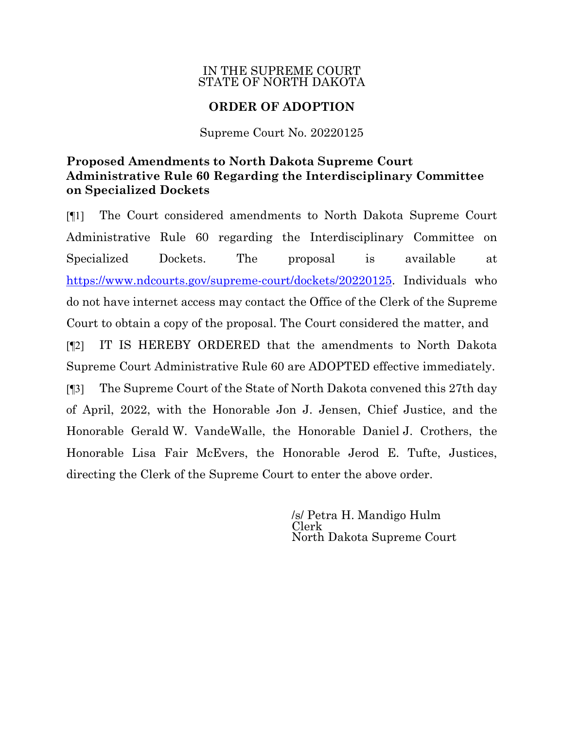IN THE SUPREME COURT
STATE OF NORTH DAKOTA

**ORDER OF ADOPTION**

Supreme Court No. 20220125

**Proposed Amendments to North Dakota Supreme Court Administrative Rule 60 Regarding the Interdisciplinary Committee on Specialized Dockets**

[¶1] The Court considered amendments to North Dakota Supreme Court Administrative Rule 60 regarding the Interdisciplinary Committee on Specialized Dockets. The proposal is available at https://www.ndcourts.gov/supreme-court/dockets/20220125. Individuals who do not have internet access may contact the Office of the Clerk of the Supreme Court to obtain a copy of the proposal. The Court considered the matter, and

[¶2] IT IS HEREBY ORDERED that the amendments to North Dakota Supreme Court Administrative Rule 60 are ADOPTED effective immediately.

[¶3] The Supreme Court of the State of North Dakota convened this 27th day of April, 2022, with the Honorable Jon J. Jensen, Chief Justice, and the Honorable Gerald W. VandeWalle, the Honorable Daniel J. Crothers, the Honorable Lisa Fair McEvers, the Honorable Jerod E. Tufte, Justices, directing the Clerk of the Supreme Court to enter the above order.

/s/ Petra H. Mandigo Hulm
Clerk
North Dakota Supreme Court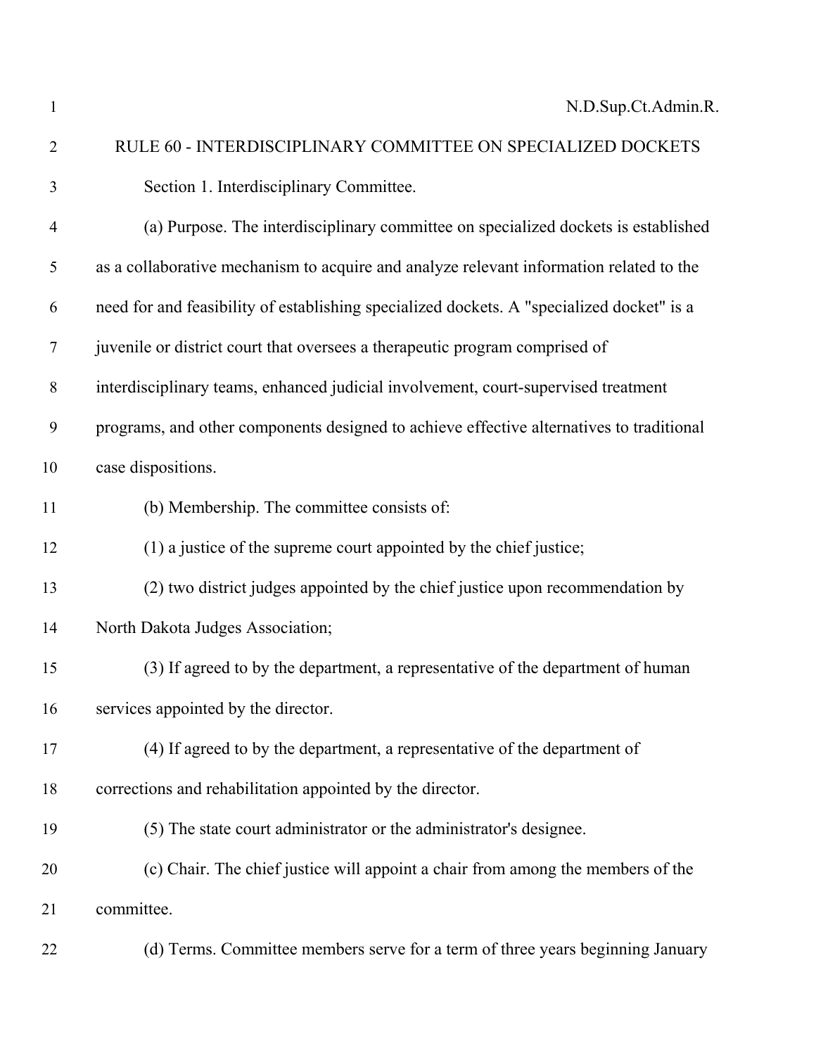N.D.Sup.Ct.Admin.R.

## RULE 60 - INTERDISCIPLINARY COMMITTEE ON SPECIALIZED DOCKETS

Section 1. Interdisciplinary Committee.

(a) Purpose. The interdisciplinary committee on specialized dockets is established as a collaborative mechanism to acquire and analyze relevant information related to the need for and feasibility of establishing specialized dockets. A "specialized docket" is a juvenile or district court that oversees a therapeutic program comprised of interdisciplinary teams, enhanced judicial involvement, court-supervised treatment programs, and other components designed to achieve effective alternatives to traditional case dispositions.

(b) Membership. The committee consists of:

(1) a justice of the supreme court appointed by the chief justice;

(2) two district judges appointed by the chief justice upon recommendation by North Dakota Judges Association;

(3) If agreed to by the department, a representative of the department of human services appointed by the director.

(4) If agreed to by the department, a representative of the department of corrections and rehabilitation appointed by the director.

(5) The state court administrator or the administrator's designee.

(c) Chair. The chief justice will appoint a chair from among the members of the committee.

(d) Terms. Committee members serve for a term of three years beginning January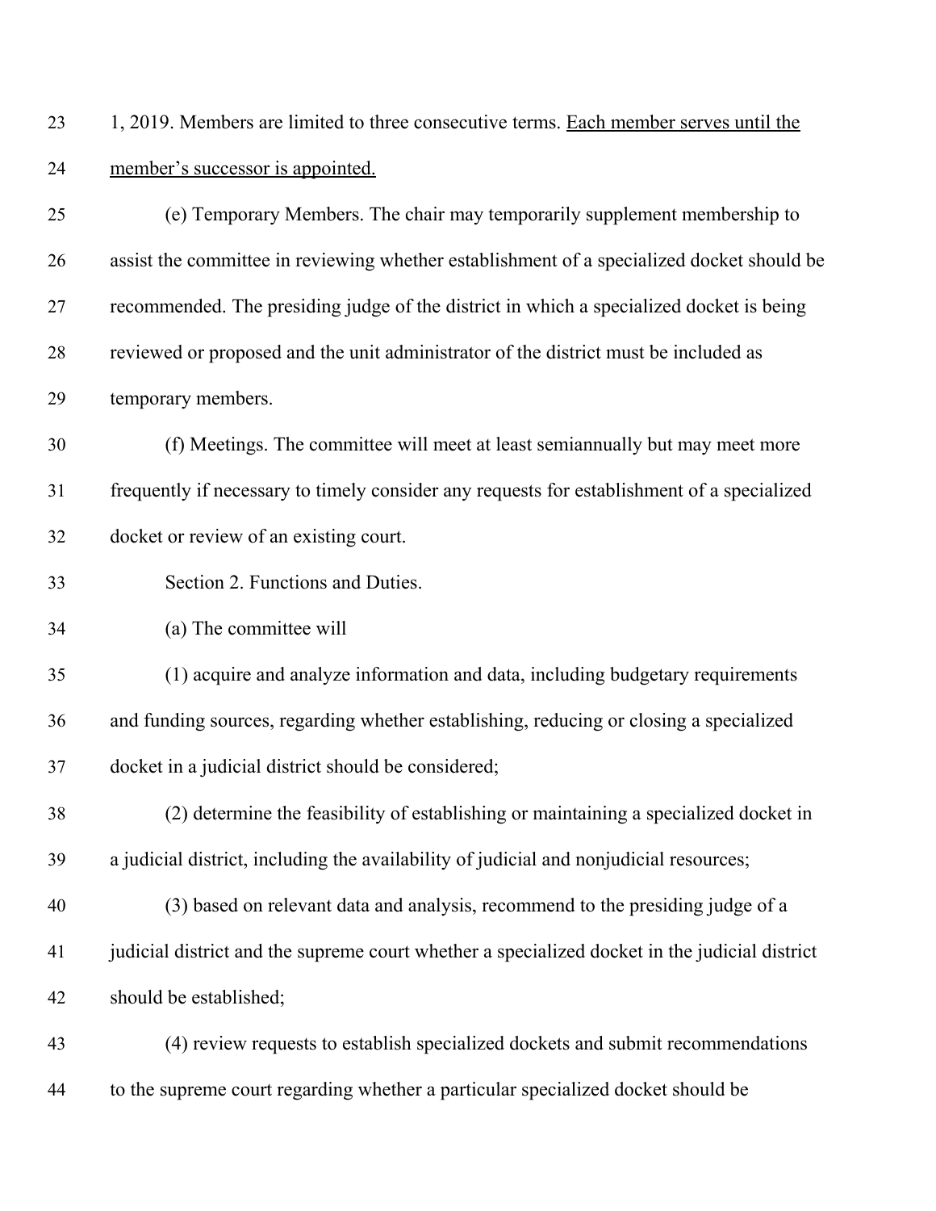1, 2019. Members are limited to three consecutive terms. <u>Each member serves until the member's successor is appointed.</u>

(e) Temporary Members. The chair may temporarily supplement membership to assist the committee in reviewing whether establishment of a specialized docket should be recommended. The presiding judge of the district in which a specialized docket is being reviewed or proposed and the unit administrator of the district must be included as temporary members.

(f) Meetings. The committee will meet at least semiannually but may meet more frequently if necessary to timely consider any requests for establishment of a specialized docket or review of an existing court.

Section 2. Functions and Duties.

(a) The committee will

(1) acquire and analyze information and data, including budgetary requirements and funding sources, regarding whether establishing, reducing or closing a specialized docket in a judicial district should be considered;

(2) determine the feasibility of establishing or maintaining a specialized docket in a judicial district, including the availability of judicial and nonjudicial resources;

(3) based on relevant data and analysis, recommend to the presiding judge of a judicial district and the supreme court whether a specialized docket in the judicial district should be established;

(4) review requests to establish specialized dockets and submit recommendations to the supreme court regarding whether a particular specialized docket should be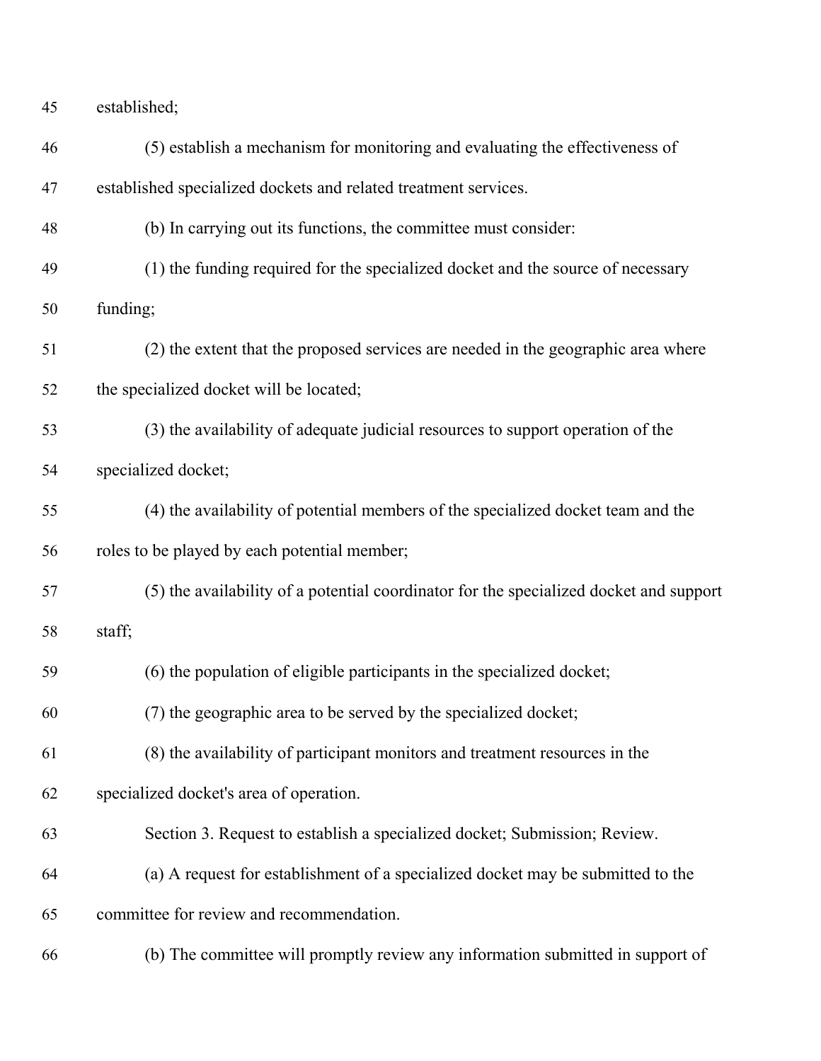established;

(5) establish a mechanism for monitoring and evaluating the effectiveness of established specialized dockets and related treatment services.

(b) In carrying out its functions, the committee must consider:

(1) the funding required for the specialized docket and the source of necessary funding;

(2) the extent that the proposed services are needed in the geographic area where the specialized docket will be located;

(3) the availability of adequate judicial resources to support operation of the specialized docket;

(4) the availability of potential members of the specialized docket team and the roles to be played by each potential member;

(5) the availability of a potential coordinator for the specialized docket and support staff;

(6) the population of eligible participants in the specialized docket;

(7) the geographic area to be served by the specialized docket;

(8) the availability of participant monitors and treatment resources in the specialized docket's area of operation.

Section 3. Request to establish a specialized docket; Submission; Review.

(a) A request for establishment of a specialized docket may be submitted to the committee for review and recommendation.

(b) The committee will promptly review any information submitted in support of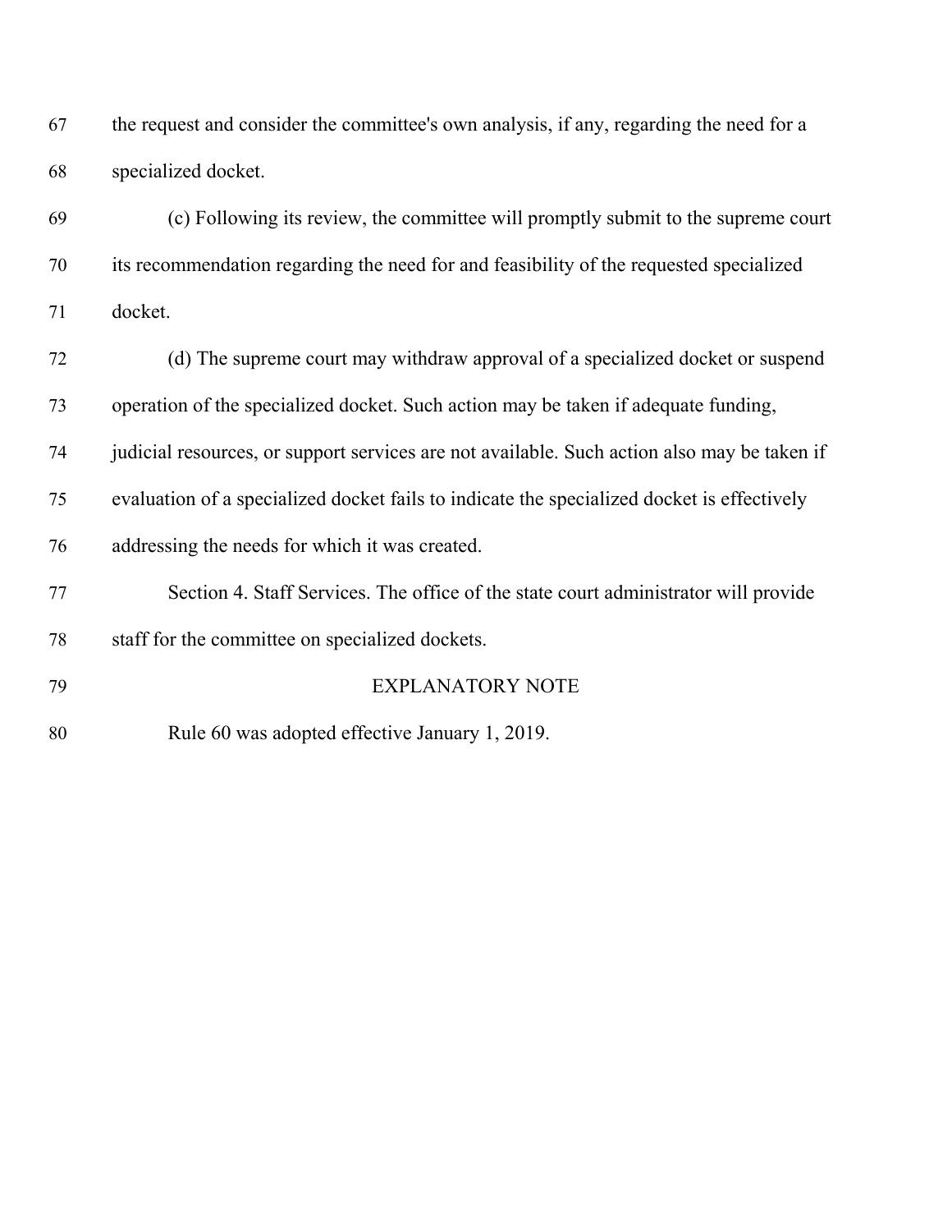the request and consider the committee's own analysis, if any, regarding the need for a specialized docket.

(c) Following its review, the committee will promptly submit to the supreme court its recommendation regarding the need for and feasibility of the requested specialized docket.

(d) The supreme court may withdraw approval of a specialized docket or suspend operation of the specialized docket. Such action may be taken if adequate funding, judicial resources, or support services are not available. Such action also may be taken if evaluation of a specialized docket fails to indicate the specialized docket is effectively addressing the needs for which it was created.

Section 4. Staff Services. The office of the state court administrator will provide staff for the committee on specialized dockets.

EXPLANATORY NOTE

Rule 60 was adopted effective January 1, 2019.